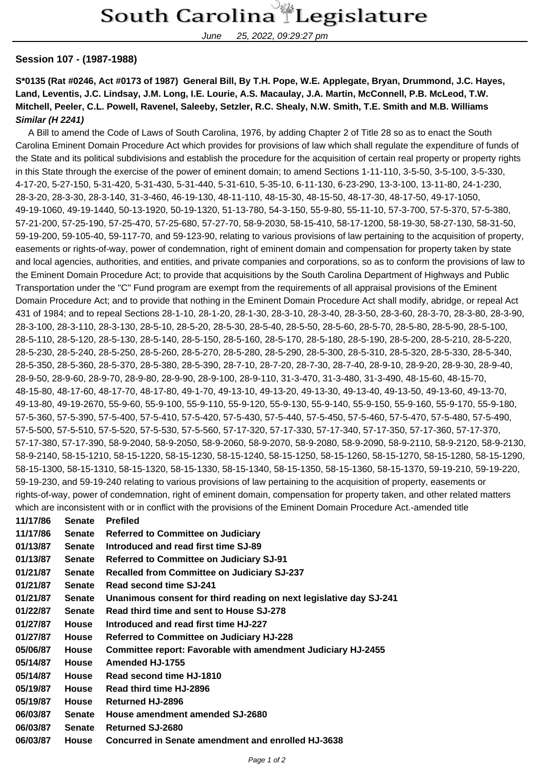# South Carolina Legislature

June 25, 2022, 09:29:27 pm

**Session 107 - (1987-1988)**

**S*0135 (Rat #0246, Act #0173 of 1987) General Bill, By T.H. Pope, W.E. Applegate, Bryan, Drummond, J.C. Hayes, Land, Leventis, J.C. Lindsay, J.M. Long, I.E. Lourie, A.S. Macaulay, J.A. Martin, McConnell, P.B. McLeod, T.W. Mitchell, Peeler, C.L. Powell, Ravenel, Saleeby, Setzler, R.C. Shealy, N.W. Smith, T.E. Smith and M.B. Williams**
***Similar (H 2241)***

A Bill to amend the Code of Laws of South Carolina, 1976, by adding Chapter 2 of Title 28 so as to enact the South Carolina Eminent Domain Procedure Act which provides for provisions of law which shall regulate the expenditure of funds of the State and its political subdivisions and establish the procedure for the acquisition of certain real property or property rights in this State through the exercise of the power of eminent domain; to amend Sections 1-11-110, 3-5-50, 3-5-100, 3-5-330, 4-17-20, 5-27-150, 5-31-420, 5-31-430, 5-31-440, 5-31-610, 5-35-10, 6-11-130, 6-23-290, 13-3-100, 13-11-80, 24-1-230, 28-3-20, 28-3-30, 28-3-140, 31-3-460, 46-19-130, 48-11-110, 48-15-30, 48-15-50, 48-17-30, 48-17-50, 49-17-1050, 49-19-1060, 49-19-1440, 50-13-1920, 50-19-1320, 51-13-780, 54-3-150, 55-9-80, 55-11-10, 57-3-700, 57-5-370, 57-5-380, 57-21-200, 57-25-190, 57-25-470, 57-25-680, 57-27-70, 58-9-2030, 58-15-410, 58-17-1200, 58-19-30, 58-27-130, 58-31-50, 59-19-200, 59-105-40, 59-117-70, and 59-123-90, relating to various provisions of law pertaining to the acquisition of property, easements or rights-of-way, power of condemnation, right of eminent domain and compensation for property taken by state and local agencies, authorities, and entities, and private companies and corporations, so as to conform the provisions of law to the Eminent Domain Procedure Act; to provide that acquisitions by the South Carolina Department of Highways and Public Transportation under the "C" Fund program are exempt from the requirements of all appraisal provisions of the Eminent Domain Procedure Act; and to provide that nothing in the Eminent Domain Procedure Act shall modify, abridge, or repeal Act 431 of 1984; and to repeal Sections 28-1-10, 28-1-20, 28-1-30, 28-3-10, 28-3-40, 28-3-50, 28-3-60, 28-3-70, 28-3-80, 28-3-90, 28-3-100, 28-3-110, 28-3-130, 28-5-10, 28-5-20, 28-5-30, 28-5-40, 28-5-50, 28-5-60, 28-5-70, 28-5-80, 28-5-90, 28-5-100, 28-5-110, 28-5-120, 28-5-130, 28-5-140, 28-5-150, 28-5-160, 28-5-170, 28-5-180, 28-5-190, 28-5-200, 28-5-210, 28-5-220, 28-5-230, 28-5-240, 28-5-250, 28-5-260, 28-5-270, 28-5-280, 28-5-290, 28-5-300, 28-5-310, 28-5-320, 28-5-330, 28-5-340, 28-5-350, 28-5-360, 28-5-370, 28-5-380, 28-5-390, 28-7-10, 28-7-20, 28-7-30, 28-7-40, 28-9-10, 28-9-20, 28-9-30, 28-9-40, 28-9-50, 28-9-60, 28-9-70, 28-9-80, 28-9-90, 28-9-100, 28-9-110, 31-3-470, 31-3-480, 31-3-490, 48-15-60, 48-15-70, 48-15-80, 48-17-60, 48-17-70, 48-17-80, 49-1-70, 49-13-10, 49-13-20, 49-13-30, 49-13-40, 49-13-50, 49-13-60, 49-13-70, 49-13-80, 49-19-2670, 55-9-60, 55-9-100, 55-9-110, 55-9-120, 55-9-130, 55-9-140, 55-9-150, 55-9-160, 55-9-170, 55-9-180, 57-5-360, 57-5-390, 57-5-400, 57-5-410, 57-5-420, 57-5-430, 57-5-440, 57-5-450, 57-5-460, 57-5-470, 57-5-480, 57-5-490, 57-5-500, 57-5-510, 57-5-520, 57-5-530, 57-5-560, 57-17-320, 57-17-330, 57-17-340, 57-17-350, 57-17-360, 57-17-370, 57-17-380, 57-17-390, 58-9-2040, 58-9-2050, 58-9-2060, 58-9-2070, 58-9-2080, 58-9-2090, 58-9-2110, 58-9-2120, 58-9-2130, 58-9-2140, 58-15-1210, 58-15-1220, 58-15-1230, 58-15-1240, 58-15-1250, 58-15-1260, 58-15-1270, 58-15-1280, 58-15-1290, 58-15-1300, 58-15-1310, 58-15-1320, 58-15-1330, 58-15-1340, 58-15-1350, 58-15-1360, 58-15-1370, 59-19-210, 59-19-220, 59-19-230, and 59-19-240 relating to various provisions of law pertaining to the acquisition of property, easements or rights-of-way, power of condemnation, right of eminent domain, compensation for property taken, and other related matters which are inconsistent with or in conflict with the provisions of the Eminent Domain Procedure Act.-amended title

| | | |
|---|---|---|
| **11/17/86** | **Senate** | **Prefiled** |
| **11/17/86** | **Senate** | **Referred to Committee on Judiciary** |
| **01/13/87** | **Senate** | **Introduced and read first time SJ-89** |
| **01/13/87** | **Senate** | **Referred to Committee on Judiciary SJ-91** |
| **01/21/87** | **Senate** | **Recalled from Committee on Judiciary SJ-237** |
| **01/21/87** | **Senate** | **Read second time SJ-241** |
| **01/21/87** | **Senate** | **Unanimous consent for third reading on next legislative day SJ-241** |
| **01/22/87** | **Senate** | **Read third time and sent to House SJ-278** |
| **01/27/87** | **House** | **Introduced and read first time HJ-227** |
| **01/27/87** | **House** | **Referred to Committee on Judiciary HJ-228** |
| **05/06/87** | **House** | **Committee report: Favorable with amendment Judiciary HJ-2455** |
| **05/14/87** | **House** | **Amended HJ-1755** |
| **05/14/87** | **House** | **Read second time HJ-1810** |
| **05/19/87** | **House** | **Read third time HJ-2896** |
| **05/19/87** | **House** | **Returned HJ-2896** |
| **06/03/87** | **Senate** | **House amendment amended SJ-2680** |
| **06/03/87** | **Senate** | **Returned SJ-2680** |
| **06/03/87** | **House** | **Concurred in Senate amendment and enrolled HJ-3638** |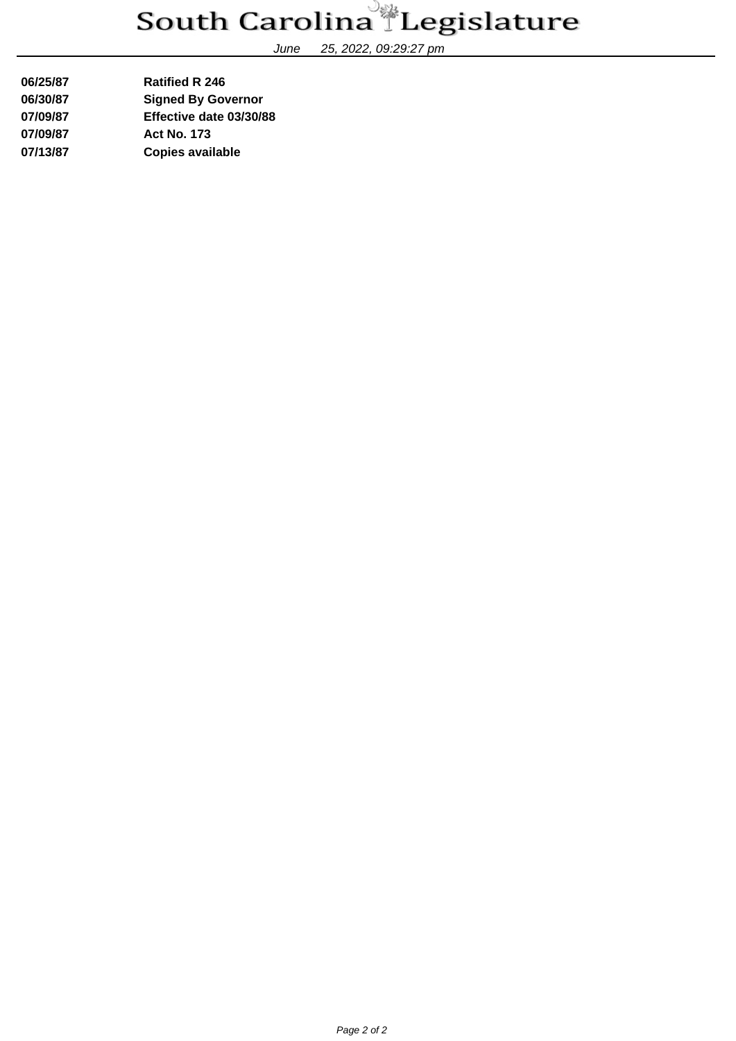| | |
|---|---|
| 06/25/87 | Ratified R 246 |
| 06/30/87 | Signed By Governor |
| 07/09/87 | Effective date 03/30/88 |
| 07/09/87 | Act No. 173 |
| 07/13/87 | Copies available |